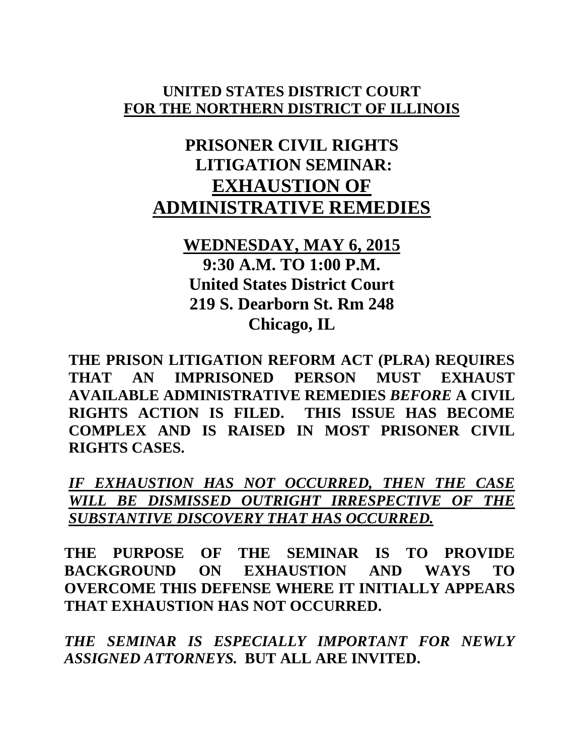**UNITED STATES DISTRICT COURT**
**FOR THE NORTHERN DISTRICT OF ILLINOIS**

# PRISONER CIVIL RIGHTS LITIGATION SEMINAR: EXHAUSTION OF ADMINISTRATIVE REMEDIES

**WEDNESDAY, MAY 6, 2015**
**9:30 A.M. TO 1:00 P.M.**
**United States District Court**
**219 S. Dearborn St. Rm 248**
**Chicago, IL**

**THE PRISON LITIGATION REFORM ACT (PLRA) REQUIRES THAT AN IMPRISONED PERSON MUST EXHAUST AVAILABLE ADMINISTRATIVE REMEDIES *BEFORE* A CIVIL RIGHTS ACTION IS FILED. THIS ISSUE HAS BECOME COMPLEX AND IS RAISED IN MOST PRISONER CIVIL RIGHTS CASES.**

***IF EXHAUSTION HAS NOT OCCURRED, THEN THE CASE WILL BE DISMISSED OUTRIGHT IRRESPECTIVE OF THE SUBSTANTIVE DISCOVERY THAT HAS OCCURRED.***

**THE PURPOSE OF THE SEMINAR IS TO PROVIDE BACKGROUND ON EXHAUSTION AND WAYS TO OVERCOME THIS DEFENSE WHERE IT INITIALLY APPEARS THAT EXHAUSTION HAS NOT OCCURRED.**

***THE SEMINAR IS ESPECIALLY IMPORTANT FOR NEWLY ASSIGNED ATTORNEYS.*** **BUT ALL ARE INVITED.**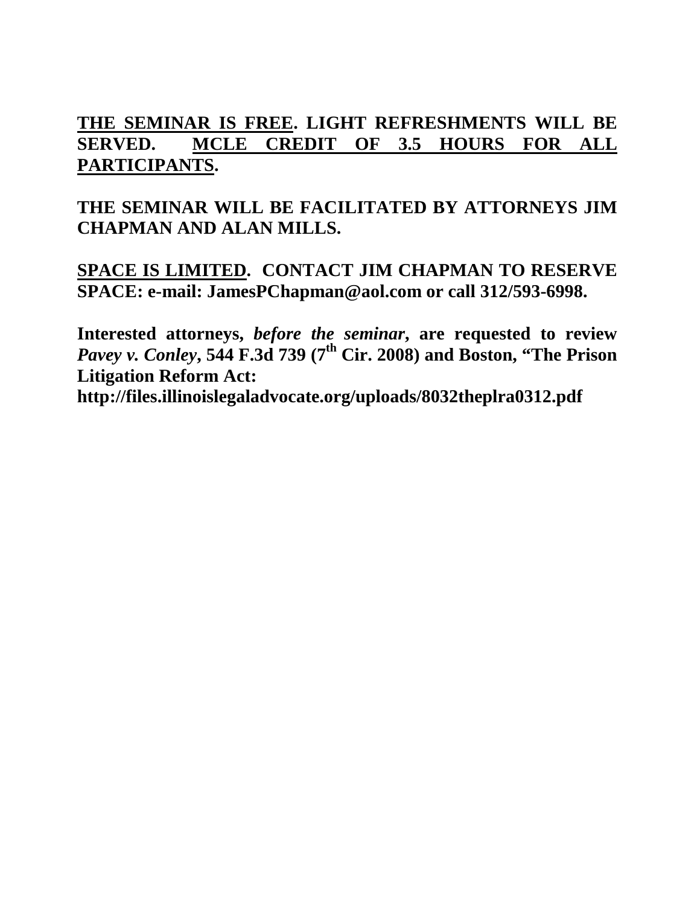**<u>THE SEMINAR IS FREE</u>. LIGHT REFRESHMENTS WILL BE SERVED. <u>MCLE CREDIT OF 3.5 HOURS FOR ALL PARTICIPANTS</u>.**

**THE SEMINAR WILL BE FACILITATED BY ATTORNEYS JIM CHAPMAN AND ALAN MILLS.**

**<u>SPACE IS LIMITED</u>. CONTACT JIM CHAPMAN TO RESERVE SPACE: e-mail: JamesPChapman@aol.com or call 312/593-6998.**

**Interested attorneys, *before the seminar*, are requested to review *Pavey v. Conley*, 544 F.3d 739 (7th Cir. 2008) and Boston, "The Prison Litigation Reform Act: http://files.illinoislegaladvocate.org/uploads/8032theplra0312.pdf**